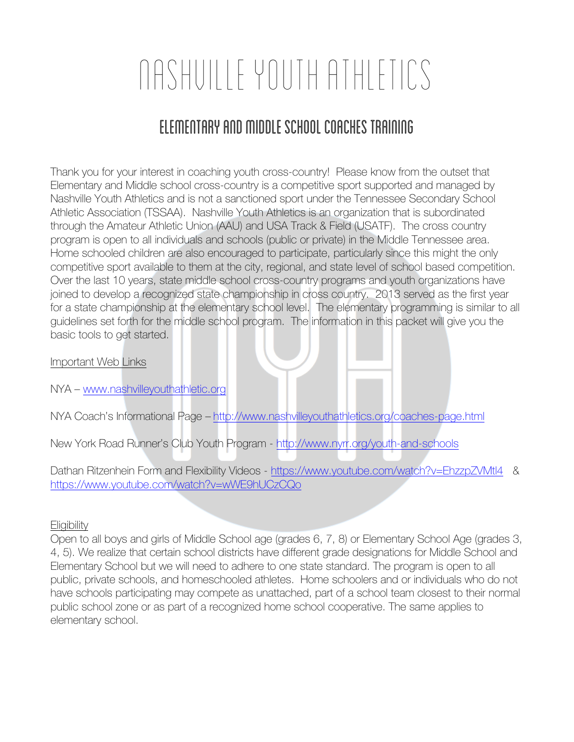# NASHVILLE YOUTH ATHLETICS

## ELEMENTARY AND MIDDLE SCHOOL COACHES TRAINING

Thank you for your interest in coaching youth cross-country! Please know from the outset that Elementary and Middle school cross-country is a competitive sport supported and managed by Nashville Youth Athletics and is not a sanctioned sport under the Tennessee Secondary School Athletic Association (TSSAA). Nashville Youth Athletics is an organization that is subordinated through the Amateur Athletic Union (AAU) and USA Track & Field (USATF). The cross country program is open to all individuals and schools (public or private) in the Middle Tennessee area. Home schooled children are also encouraged to participate, particularly since this might the only competitive sport available to them at the city, regional, and state level of school based competition. Over the last 10 years, state middle school cross-country programs and youth organizations have joined to develop a recognized state championship in cross country. 2013 served as the first year for a state championship at the elementary school level. The elementary programming is similar to all guidelines set forth for the middle school program. The information in this packet will give you the basic tools to get started.

Important Web Links

NYA – www.nashvilleyouthathletic.org

NYA Coach's Informational Page – http://www.nashvilleyouthathletics.org/coaches-page.html

New York Road Runner's Club Youth Program - http://www.nyrr.org/youth-and-schools

Dathan Ritzenhein Form and Flexibility Videos - https://www.youtube.com/watch?v=EhzzpZVMtl4 & https://www.youtube.com/watch?v=wWE9hUCzCQo

Eligibility

Open to all boys and girls of Middle School age (grades 6, 7, 8) or Elementary School Age (grades 3, 4, 5). We realize that certain school districts have different grade designations for Middle School and Elementary School but we will need to adhere to one state standard. The program is open to all public, private schools, and homeschooled athletes. Home schoolers and or individuals who do not have schools participating may compete as unattached, part of a school team closest to their normal public school zone or as part of a recognized home school cooperative. The same applies to elementary school.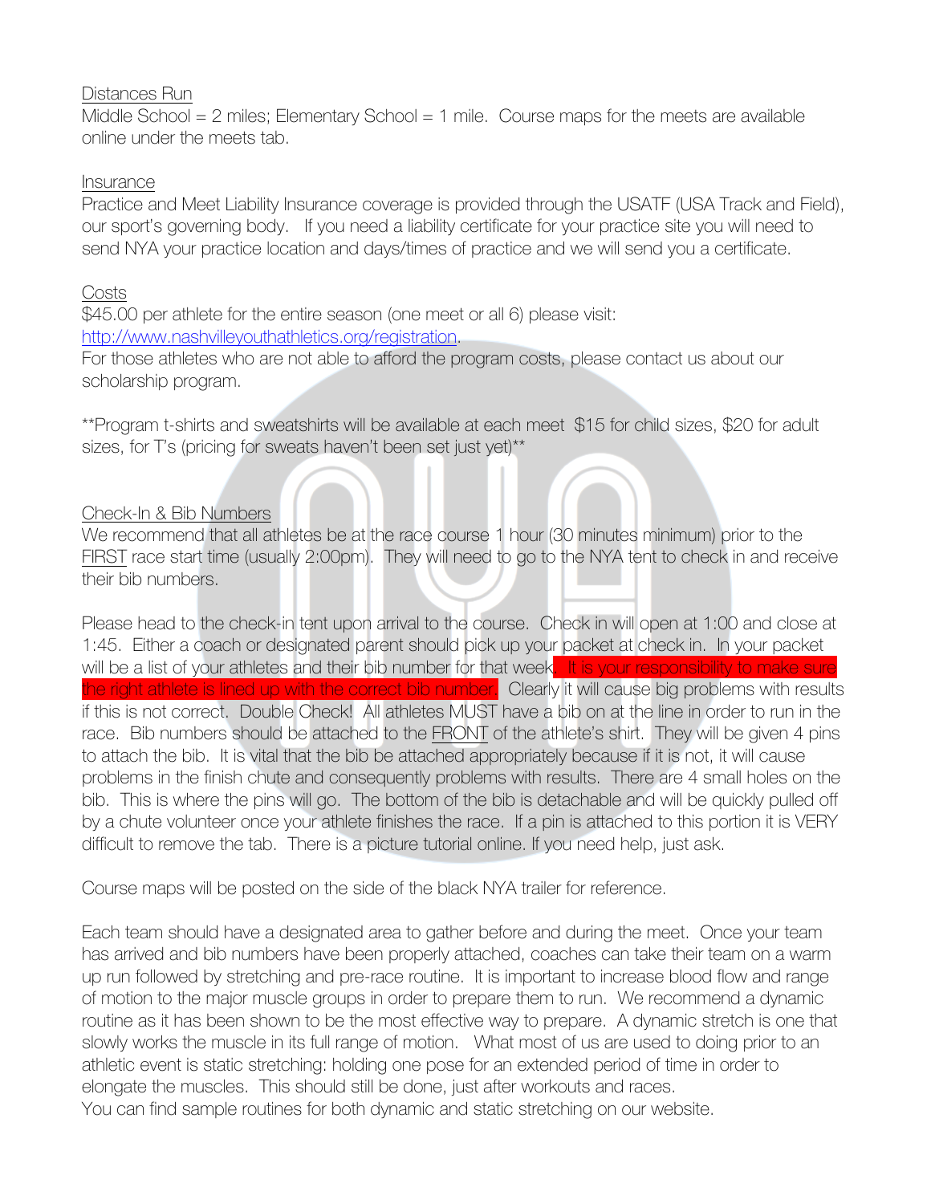Distances Run

Middle School = 2 miles; Elementary School = 1 mile. Course maps for the meets are available online under the meets tab.

Insurance

Practice and Meet Liability Insurance coverage is provided through the USATF (USA Track and Field), our sport's governing body. If you need a liability certificate for your practice site you will need to send NYA your practice location and days/times of practice and we will send you a certificate.

Costs

$45.00 per athlete for the entire season (one meet or all 6) please visit: [http://www.nashvilleyouthathletics.org/registration](http://www.nashvilleyouthathletics.org/registration).

For those athletes who are not able to afford the program costs, please contact us about our scholarship program.

**Program t-shirts and sweatshirts will be available at each meet $15 for child sizes, $20 for adult sizes, for T's (pricing for sweats haven't been set just yet)**

Check-In & Bib Numbers

We recommend that all athletes be at the race course 1 hour (30 minutes minimum) prior to the FIRST race start time (usually 2:00pm). They will need to go to the NYA tent to check in and receive their bib numbers.

Please head to the check-in tent upon arrival to the course. Check in will open at 1:00 and close at 1:45. Either a coach or designated parent should pick up your packet at check in. In your packet will be a list of your athletes and their bib number for that week. **It is your responsibility to make sure the right athlete is lined up with the correct bib number.** Clearly it will cause big problems with results if this is not correct. Double Check! All athletes MUST have a bib on at the line in order to run in the race. Bib numbers should be attached to the FRONT of the athlete's shirt. They will be given 4 pins to attach the bib. It is vital that the bib be attached appropriately because if it is not, it will cause problems in the finish chute and consequently problems with results. There are 4 small holes on the bib. This is where the pins will go. The bottom of the bib is detachable and will be quickly pulled off by a chute volunteer once your athlete finishes the race. If a pin is attached to this portion it is VERY difficult to remove the tab. There is a picture tutorial online. If you need help, just ask.

Course maps will be posted on the side of the black NYA trailer for reference.

Each team should have a designated area to gather before and during the meet. Once your team has arrived and bib numbers have been properly attached, coaches can take their team on a warm up run followed by stretching and pre-race routine. It is important to increase blood flow and range of motion to the major muscle groups in order to prepare them to run. We recommend a dynamic routine as it has been shown to be the most effective way to prepare. A dynamic stretch is one that slowly works the muscle in its full range of motion. What most of us are used to doing prior to an athletic event is static stretching: holding one pose for an extended period of time in order to elongate the muscles. This should still be done, just after workouts and races.

You can find sample routines for both dynamic and static stretching on our website.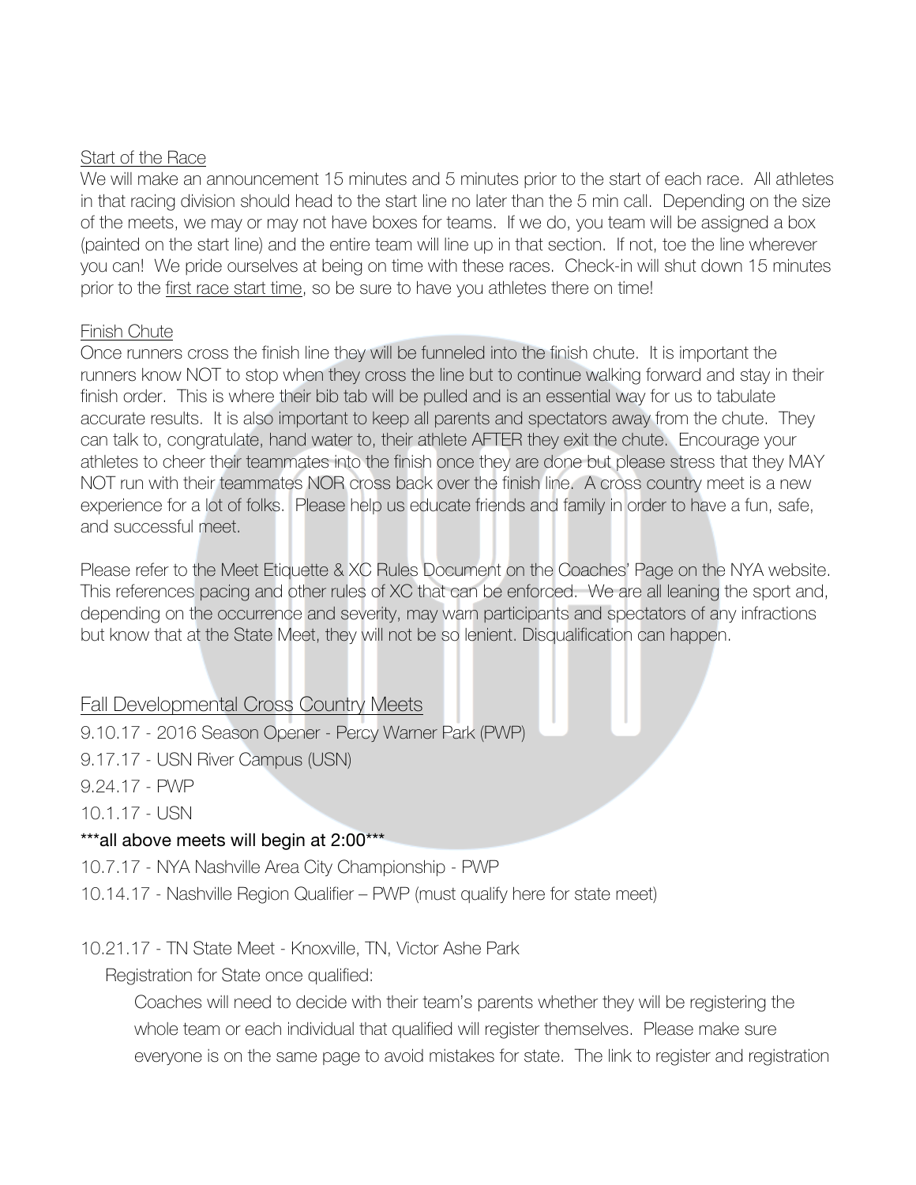Start of the Race

We will make an announcement 15 minutes and 5 minutes prior to the start of each race. All athletes in that racing division should head to the start line no later than the 5 min call. Depending on the size of the meets, we may or may not have boxes for teams. If we do, you team will be assigned a box (painted on the start line) and the entire team will line up in that section. If not, toe the line wherever you can! We pride ourselves at being on time with these races. Check-in will shut down 15 minutes prior to the first race start time, so be sure to have you athletes there on time!

Finish Chute

Once runners cross the finish line they will be funneled into the finish chute. It is important the runners know NOT to stop when they cross the line but to continue walking forward and stay in their finish order. This is where their bib tab will be pulled and is an essential way for us to tabulate accurate results. It is also important to keep all parents and spectators away from the chute. They can talk to, congratulate, hand water to, their athlete AFTER they exit the chute. Encourage your athletes to cheer their teammates into the finish once they are done but please stress that they MAY NOT run with their teammates NOR cross back over the finish line. A cross country meet is a new experience for a lot of folks. Please help us educate friends and family in order to have a fun, safe, and successful meet.

Please refer to the Meet Etiquette & XC Rules Document on the Coaches' Page on the NYA website. This references pacing and other rules of XC that can be enforced. We are all leaning the sport and, depending on the occurrence and severity, may warn participants and spectators of any infractions but know that at the State Meet, they will not be so lenient. Disqualification can happen.

## Fall Developmental Cross Country Meets

9.10.17 - 2016 Season Opener - Percy Warner Park (PWP)

9.17.17 - USN River Campus (USN)

9.24.17 - PWP

10.1.17 - USN

***all above meets will begin at 2:00***

10.7.17 - NYA Nashville Area City Championship - PWP

10.14.17 - Nashville Region Qualifier – PWP (must qualify here for state meet)

10.21.17 - TN State Meet - Knoxville, TN, Victor Ashe Park

Registration for State once qualified:

Coaches will need to decide with their team's parents whether they will be registering the whole team or each individual that qualified will register themselves. Please make sure everyone is on the same page to avoid mistakes for state. The link to register and registration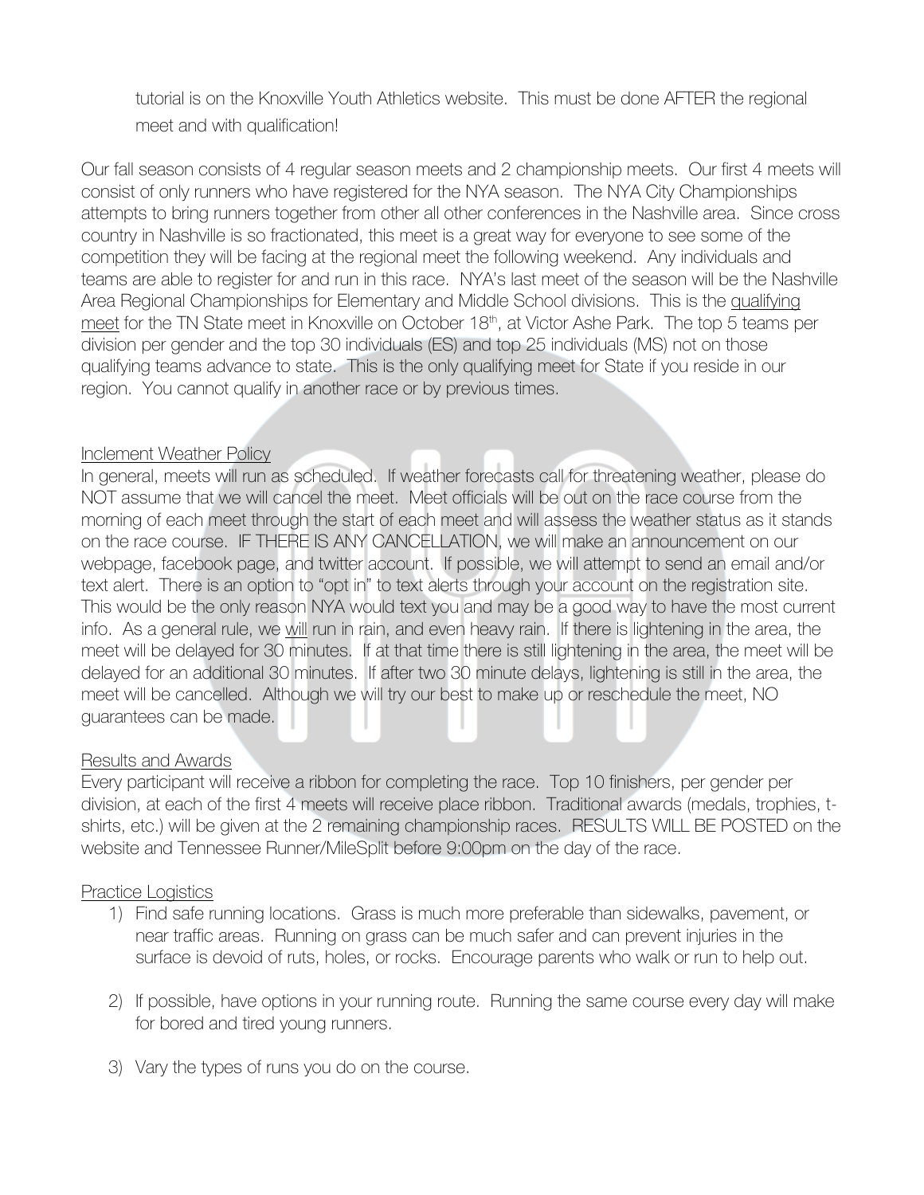tutorial is on the Knoxville Youth Athletics website. This must be done AFTER the regional meet and with qualification!

Our fall season consists of 4 regular season meets and 2 championship meets. Our first 4 meets will consist of only runners who have registered for the NYA season. The NYA City Championships attempts to bring runners together from other all other conferences in the Nashville area. Since cross country in Nashville is so fractionated, this meet is a great way for everyone to see some of the competition they will be facing at the regional meet the following weekend. Any individuals and teams are able to register for and run in this race. NYA's last meet of the season will be the Nashville Area Regional Championships for Elementary and Middle School divisions. This is the qualifying meet for the TN State meet in Knoxville on October 18th, at Victor Ashe Park. The top 5 teams per division per gender and the top 30 individuals (ES) and top 25 individuals (MS) not on those qualifying teams advance to state. This is the only qualifying meet for State if you reside in our region. You cannot qualify in another race or by previous times.

Inclement Weather Policy

In general, meets will run as scheduled. If weather forecasts call for threatening weather, please do NOT assume that we will cancel the meet. Meet officials will be out on the race course from the morning of each meet through the start of each meet and will assess the weather status as it stands on the race course. IF THERE IS ANY CANCELLATION, we will make an announcement on our webpage, facebook page, and twitter account. If possible, we will attempt to send an email and/or text alert. There is an option to "opt in" to text alerts through your account on the registration site. This would be the only reason NYA would text you and may be a good way to have the most current info. As a general rule, we will run in rain, and even heavy rain. If there is lightening in the area, the meet will be delayed for 30 minutes. If at that time there is still lightening in the area, the meet will be delayed for an additional 30 minutes. If after two 30 minute delays, lightening is still in the area, the meet will be cancelled. Although we will try our best to make up or reschedule the meet, NO guarantees can be made.

Results and Awards

Every participant will receive a ribbon for completing the race. Top 10 finishers, per gender per division, at each of the first 4 meets will receive place ribbon. Traditional awards (medals, trophies, t-shirts, etc.) will be given at the 2 remaining championship races. RESULTS WILL BE POSTED on the website and Tennessee Runner/MileSplit before 9:00pm on the day of the race.

Practice Logistics

1) Find safe running locations. Grass is much more preferable than sidewalks, pavement, or near traffic areas. Running on grass can be much safer and can prevent injuries in the surface is devoid of ruts, holes, or rocks. Encourage parents who walk or run to help out.

2) If possible, have options in your running route. Running the same course every day will make for bored and tired young runners.

3) Vary the types of runs you do on the course.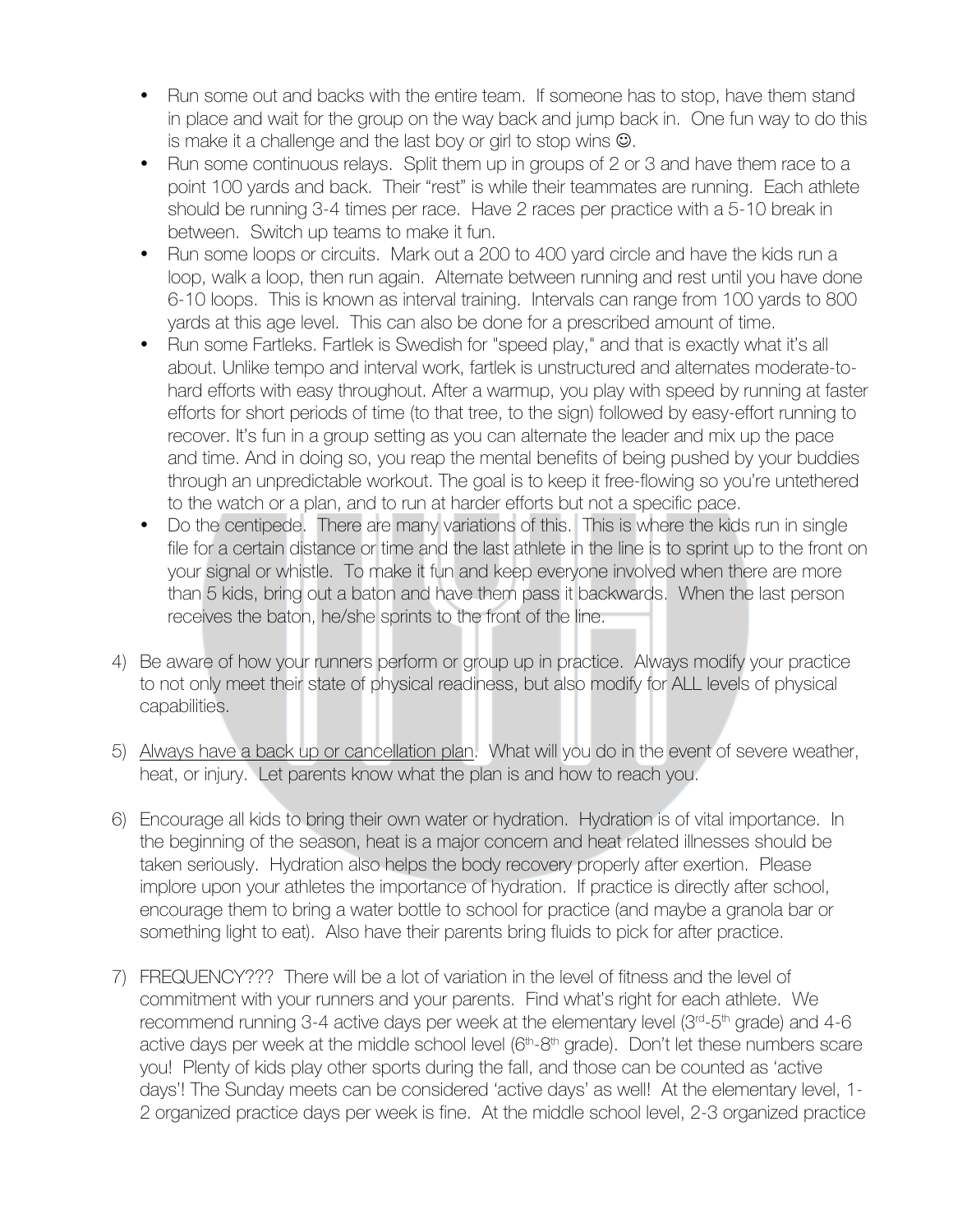- Run some out and backs with the entire team. If someone has to stop, have them stand in place and wait for the group on the way back and jump back in. One fun way to do this is make it a challenge and the last boy or girl to stop wins ☺.
- Run some continuous relays. Split them up in groups of 2 or 3 and have them race to a point 100 yards and back. Their "rest" is while their teammates are running. Each athlete should be running 3-4 times per race. Have 2 races per practice with a 5-10 break in between. Switch up teams to make it fun.
- Run some loops or circuits. Mark out a 200 to 400 yard circle and have the kids run a loop, walk a loop, then run again. Alternate between running and rest until you have done 6-10 loops. This is known as interval training. Intervals can range from 100 yards to 800 yards at this age level. This can also be done for a prescribed amount of time.
- Run some Fartleks. Fartlek is Swedish for "speed play," and that is exactly what it's all about. Unlike tempo and interval work, fartlek is unstructured and alternates moderate-to-hard efforts with easy throughout. After a warmup, you play with speed by running at faster efforts for short periods of time (to that tree, to the sign) followed by easy-effort running to recover. It's fun in a group setting as you can alternate the leader and mix up the pace and time. And in doing so, you reap the mental benefits of being pushed by your buddies through an unpredictable workout. The goal is to keep it free-flowing so you're untethered to the watch or a plan, and to run at harder efforts but not a specific pace.
- Do the centipede. There are many variations of this. This is where the kids run in single file for a certain distance or time and the last athlete in the line is to sprint up to the front on your signal or whistle. To make it fun and keep everyone involved when there are more than 5 kids, bring out a baton and have them pass it backwards. When the last person receives the baton, he/she sprints to the front of the line.

4) Be aware of how your runners perform or group up in practice. Always modify your practice to not only meet their state of physical readiness, but also modify for ALL levels of physical capabilities.

5) <u>Always have a back up or cancellation plan</u>. What will you do in the event of severe weather, heat, or injury. Let parents know what the plan is and how to reach you.

6) Encourage all kids to bring their own water or hydration. Hydration is of vital importance. In the beginning of the season, heat is a major concern and heat related illnesses should be taken seriously. Hydration also helps the body recovery properly after exertion. Please implore upon your athletes the importance of hydration. If practice is directly after school, encourage them to bring a water bottle to school for practice (and maybe a granola bar or something light to eat). Also have their parents bring fluids to pick for after practice.

7) FREQUENCY??? There will be a lot of variation in the level of fitness and the level of commitment with your runners and your parents. Find what's right for each athlete. We recommend running 3-4 active days per week at the elementary level (3rd-5th grade) and 4-6 active days per week at the middle school level (6th-8th grade). Don't let these numbers scare you! Plenty of kids play other sports during the fall, and those can be counted as 'active days'! The Sunday meets can be considered 'active days' as well! At the elementary level, 1-2 organized practice days per week is fine. At the middle school level, 2-3 organized practice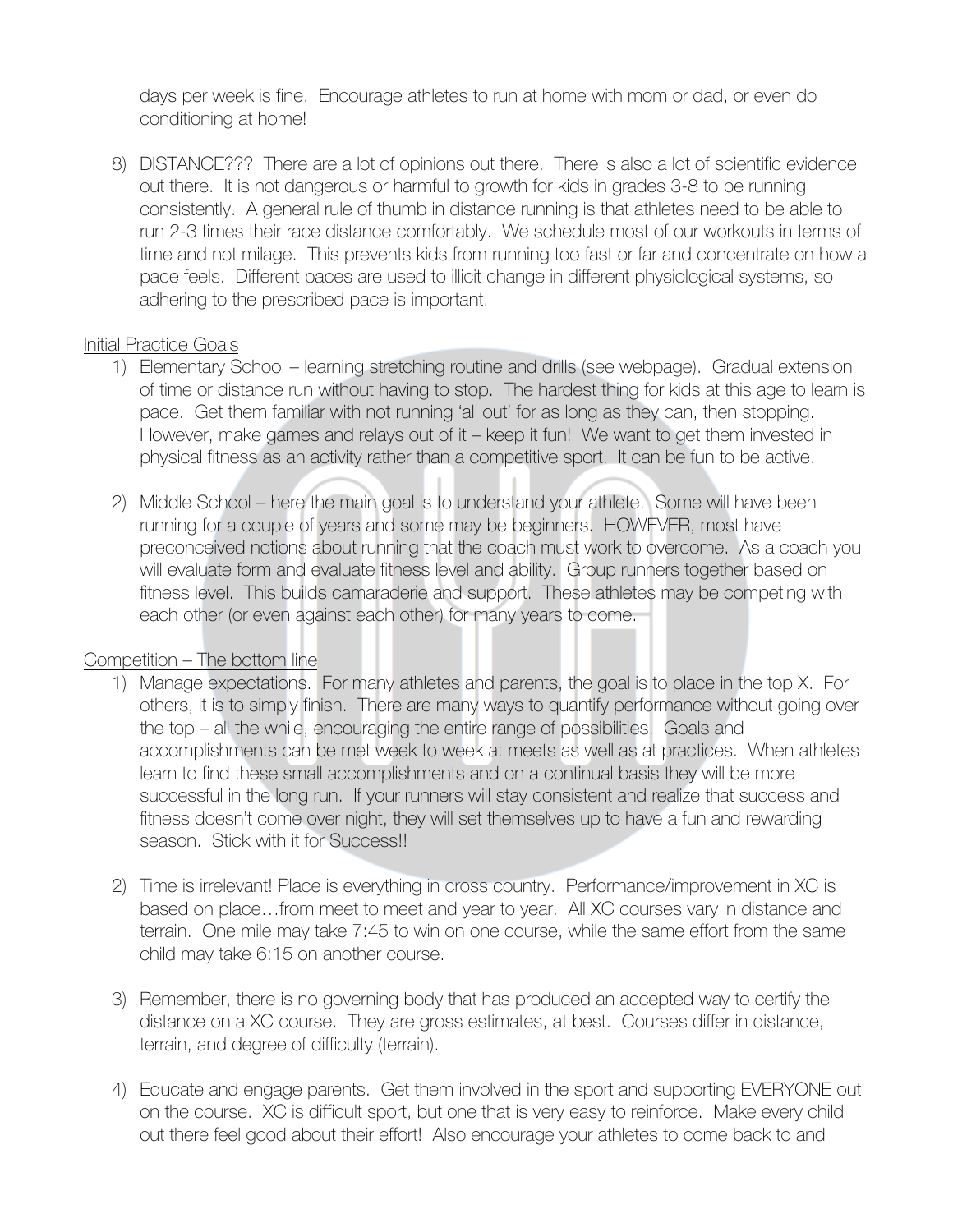days per week is fine. Encourage athletes to run at home with mom or dad, or even do conditioning at home!

8) DISTANCE??? There are a lot of opinions out there. There is also a lot of scientific evidence out there. It is not dangerous or harmful to growth for kids in grades 3-8 to be running consistently. A general rule of thumb in distance running is that athletes need to be able to run 2-3 times their race distance comfortably. We schedule most of our workouts in terms of time and not milage. This prevents kids from running too fast or far and concentrate on how a pace feels. Different paces are used to illicit change in different physiological systems, so adhering to the prescribed pace is important.

<u>Initial Practice Goals</u>

1) Elementary School – learning stretching routine and drills (see webpage). Gradual extension of time or distance run without having to stop. The hardest thing for kids at this age to learn is <u>pace</u>. Get them familiar with not running 'all out' for as long as they can, then stopping. However, make games and relays out of it – keep it fun! We want to get them invested in physical fitness as an activity rather than a competitive sport. It can be fun to be active.

2) Middle School – here the main goal is to understand your athlete. Some will have been running for a couple of years and some may be beginners. HOWEVER, most have preconceived notions about running that the coach must work to overcome. As a coach you will evaluate form and evaluate fitness level and ability. Group runners together based on fitness level. This builds camaraderie and support. These athletes may be competing with each other (or even against each other) for many years to come.

<u>Competition – The bottom line</u>

1) Manage expectations. For many athletes and parents, the goal is to place in the top X. For others, it is to simply finish. There are many ways to quantify performance without going over the top – all the while, encouraging the entire range of possibilities. Goals and accomplishments can be met week to week at meets as well as at practices. When athletes learn to find these small accomplishments and on a continual basis they will be more successful in the long run. If your runners will stay consistent and realize that success and fitness doesn't come over night, they will set themselves up to have a fun and rewarding season. Stick with it for Success!!

2) Time is irrelevant! Place is everything in cross country. Performance/improvement in XC is based on place…from meet to meet and year to year. All XC courses vary in distance and terrain. One mile may take 7:45 to win on one course, while the same effort from the same child may take 6:15 on another course.

3) Remember, there is no governing body that has produced an accepted way to certify the distance on a XC course. They are gross estimates, at best. Courses differ in distance, terrain, and degree of difficulty (terrain).

4) Educate and engage parents. Get them involved in the sport and supporting EVERYONE out on the course. XC is difficult sport, but one that is very easy to reinforce. Make every child out there feel good about their effort! Also encourage your athletes to come back to and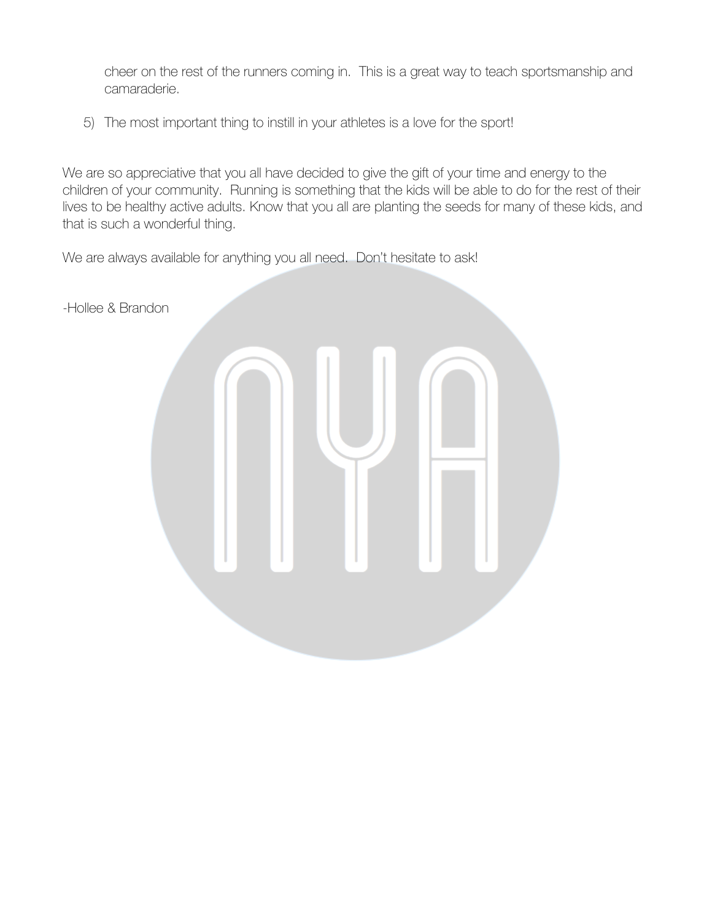cheer on the rest of the runners coming in. This is a great way to teach sportsmanship and camaraderie.

5) The most important thing to instill in your athletes is a love for the sport!

We are so appreciative that you all have decided to give the gift of your time and energy to the children of your community. Running is something that the kids will be able to do for the rest of their lives to be healthy active adults. Know that you all are planting the seeds for many of these kids, and that is such a wonderful thing.

We are always available for anything you all need. Don't hesitate to ask!

-Hollee & Brandon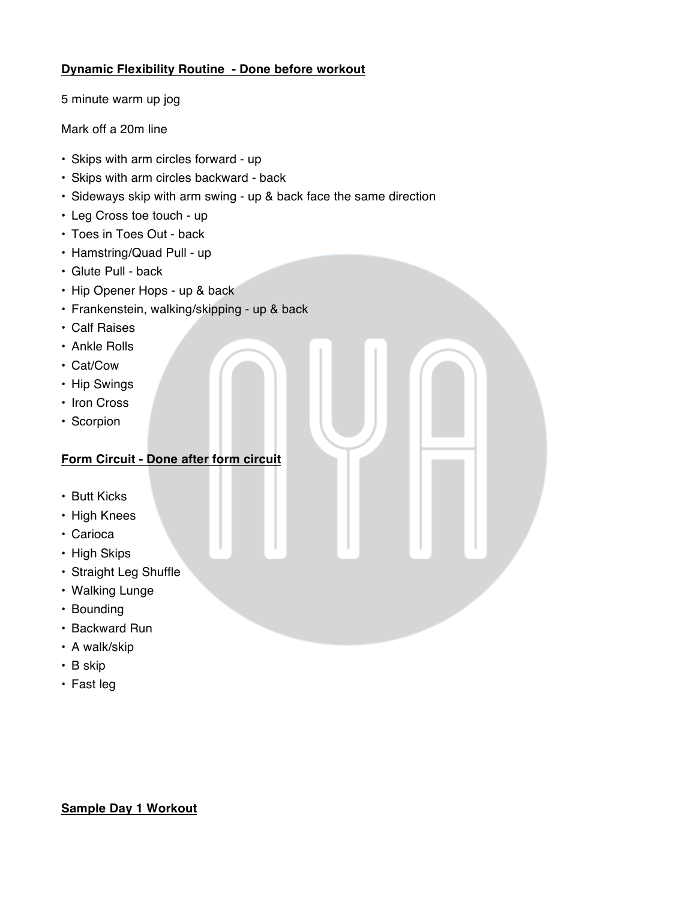**Dynamic Flexibility Routine - Done before workout**

5 minute warm up jog

Mark off a 20m line

- Skips with arm circles forward - up
- Skips with arm circles backward - back
- Sideways skip with arm swing - up & back face the same direction
- Leg Cross toe touch - up
- Toes in Toes Out - back
- Hamstring/Quad Pull - up
- Glute Pull - back
- Hip Opener Hops - up & back
- Frankenstein, walking/skipping - up & back
- Calf Raises
- Ankle Rolls
- Cat/Cow
- Hip Swings
- Iron Cross
- Scorpion

**Form Circuit - Done after form circuit**

- Butt Kicks
- High Knees
- Carioca
- High Skips
- Straight Leg Shuffle
- Walking Lunge
- Bounding
- Backward Run
- A walk/skip
- B skip
- Fast leg

**Sample Day 1 Workout**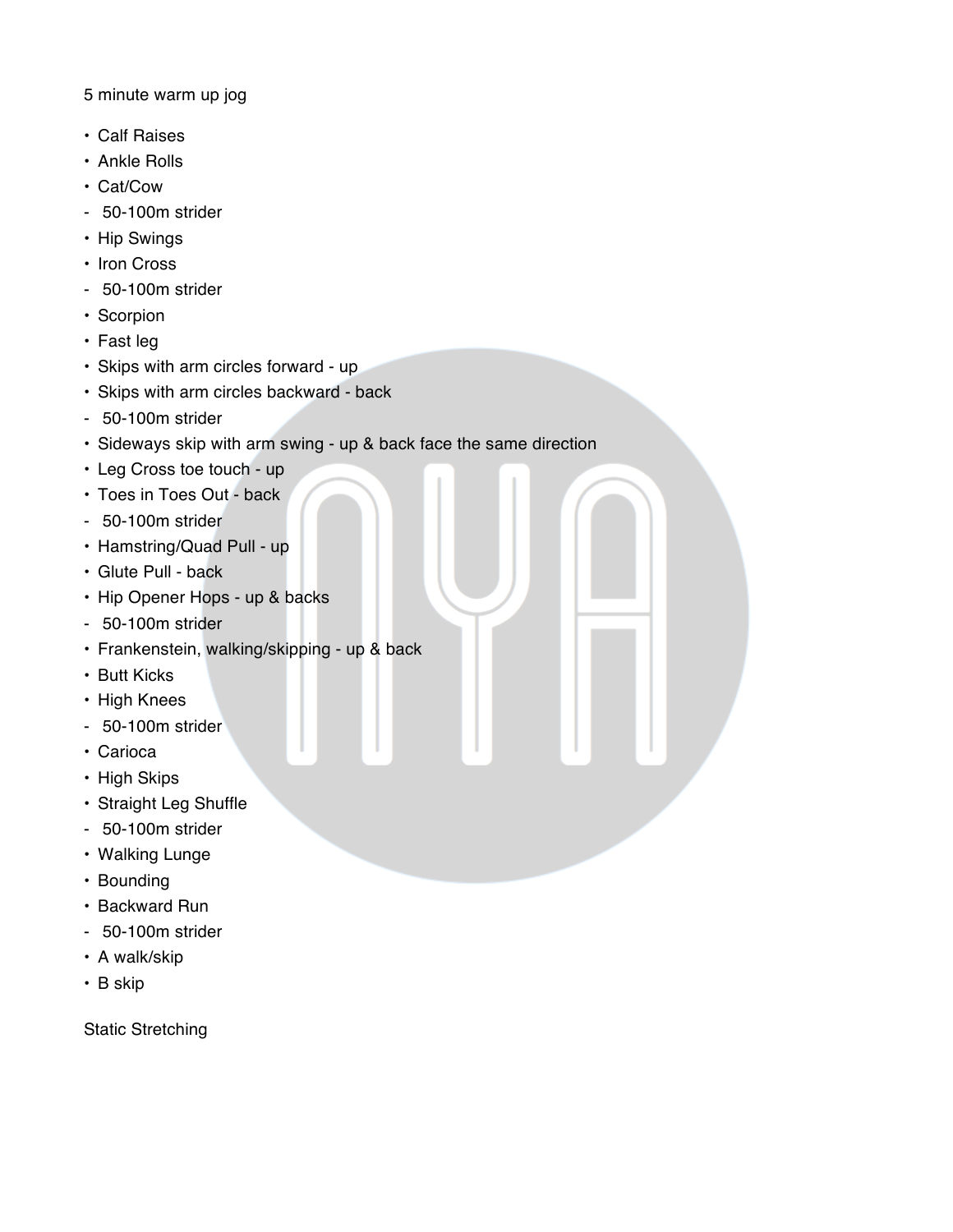5 minute warm up jog

- Calf Raises
- Ankle Rolls
- Cat/Cow
- 50-100m strider
- Hip Swings
- Iron Cross
- 50-100m strider
- Scorpion
- Fast leg
- Skips with arm circles forward - up
- Skips with arm circles backward - back
- 50-100m strider
- Sideways skip with arm swing - up & back face the same direction
- Leg Cross toe touch - up
- Toes in Toes Out - back
- 50-100m strider
- Hamstring/Quad Pull - up
- Glute Pull - back
- Hip Opener Hops - up & backs
- 50-100m strider
- Frankenstein, walking/skipping - up & back
- Butt Kicks
- High Knees
- 50-100m strider
- Carioca
- High Skips
- Straight Leg Shuffle
- 50-100m strider
- Walking Lunge
- Bounding
- Backward Run
- 50-100m strider
- A walk/skip
- B skip

Static Stretching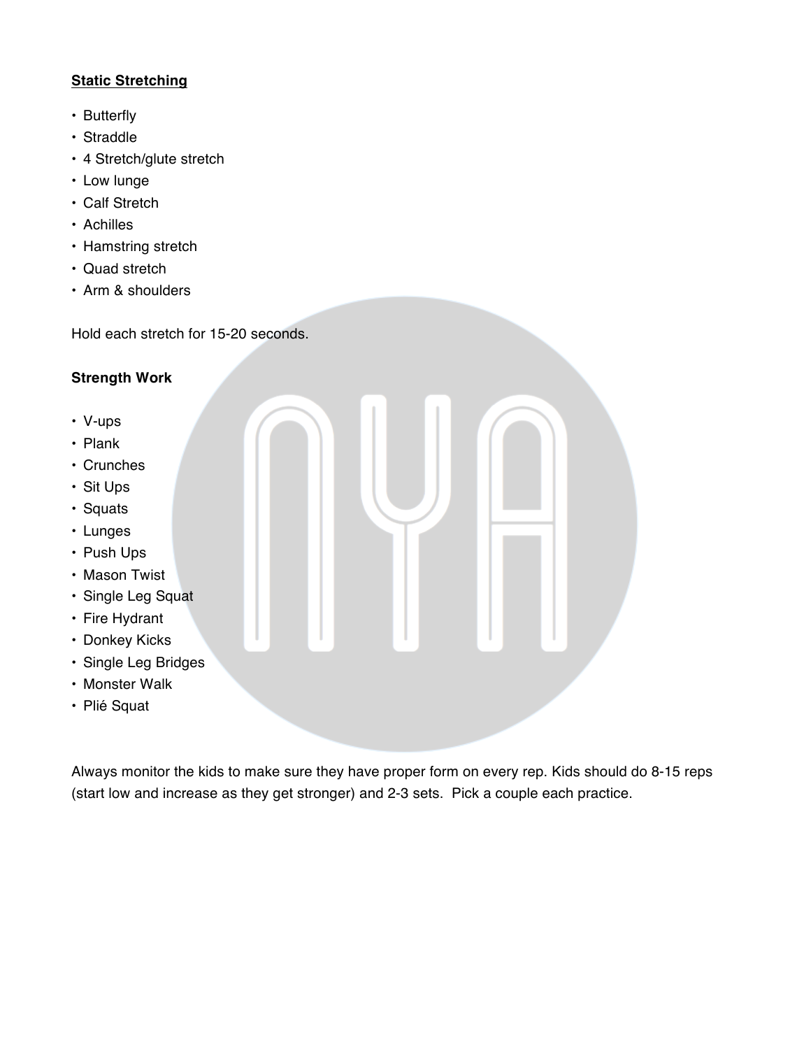**Static Stretching**

- Butterfly
- Straddle
- 4 Stretch/glute stretch
- Low lunge
- Calf Stretch
- Achilles
- Hamstring stretch
- Quad stretch
- Arm & shoulders

Hold each stretch for 15-20 seconds.

**Strength Work**

- V-ups
- Plank
- Crunches
- Sit Ups
- Squats
- Lunges
- Push Ups
- Mason Twist
- Single Leg Squat
- Fire Hydrant
- Donkey Kicks
- Single Leg Bridges
- Monster Walk
- Plié Squat

Always monitor the kids to make sure they have proper form on every rep. Kids should do 8-15 reps (start low and increase as they get stronger) and 2-3 sets. Pick a couple each practice.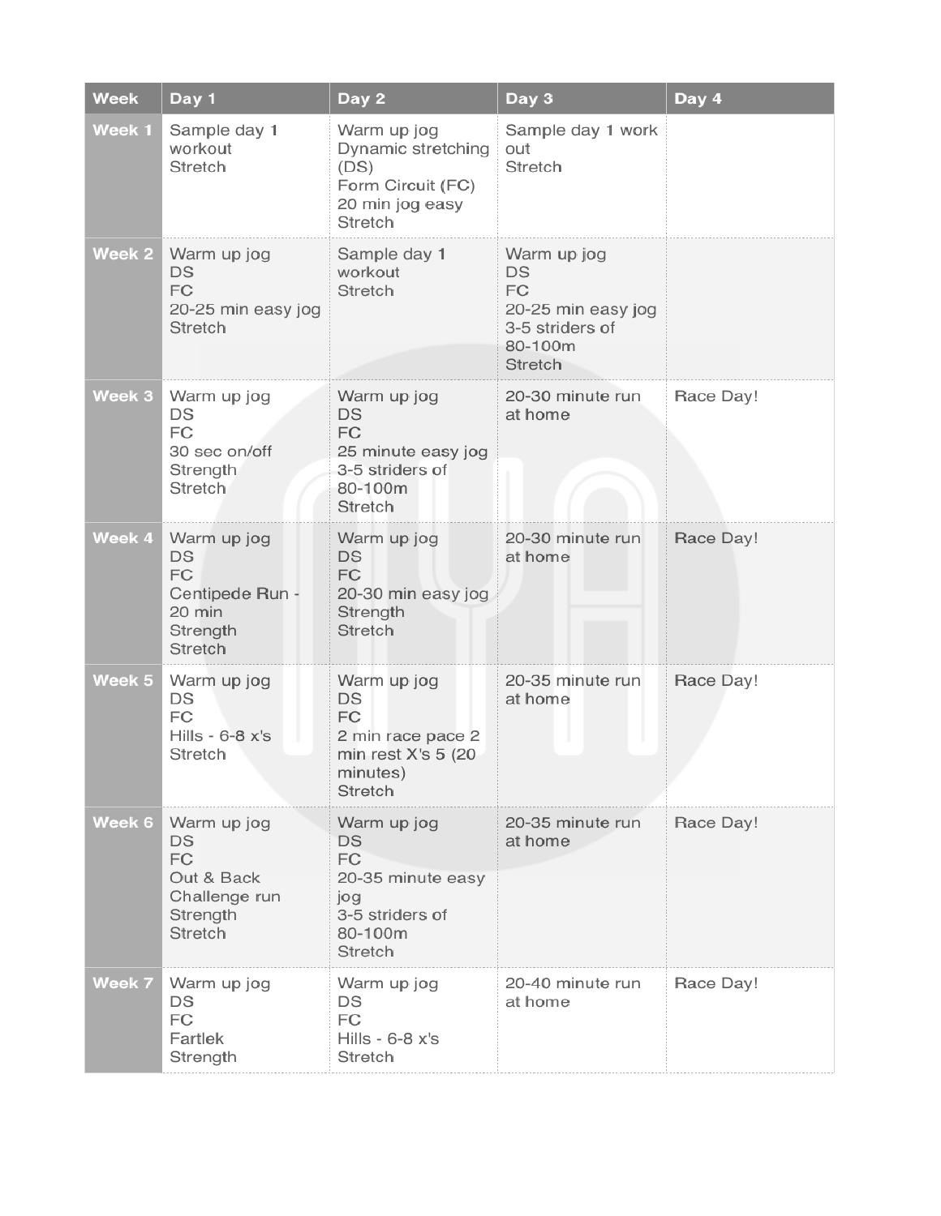| Week | Day 1 | Day 2 | Day 3 | Day 4 |
|---|---|---|---|---|
| Week 1 | Sample day 1 workout<br>Stretch | Warm up jog<br>Dynamic stretching (DS)<br>Form Circuit (FC)<br>20 min jog easy<br>Stretch | Sample day 1 work out<br>Stretch | |
| Week 2 | Warm up jog<br>DS<br>FC<br>20-25 min easy jog<br>Stretch | Sample day 1 workout<br>Stretch | Warm up jog<br>DS<br>FC<br>20-25 min easy jog<br>3-5 striders of 80-100m<br>Stretch | |
| Week 3 | Warm up jog<br>DS<br>FC<br>30 sec on/off<br>Strength<br>Stretch | Warm up jog<br>DS<br>FC<br>25 minute easy jog<br>3-5 striders of 80-100m<br>Stretch | 20-30 minute run at home | Race Day! |
| Week 4 | Warm up jog<br>DS<br>FC<br>Centipede Run - 20 min<br>Strength<br>Stretch | Warm up jog<br>DS<br>FC<br>20-30 min easy jog<br>Strength<br>Stretch | 20-30 minute run at home | Race Day! |
| Week 5 | Warm up jog<br>DS<br>FC<br>Hills - 6-8 x's<br>Stretch | Warm up jog<br>DS<br>FC<br>2 min race pace 2 min rest X's 5 (20 minutes)<br>Stretch | 20-35 minute run at home | Race Day! |
| Week 6 | Warm up jog<br>DS<br>FC<br>Out & Back Challenge run<br>Strength<br>Stretch | Warm up jog<br>DS<br>FC<br>20-35 minute easy jog<br>3-5 striders of 80-100m<br>Stretch | 20-35 minute run at home | Race Day! |
| Week 7 | Warm up jog<br>DS<br>FC<br>Fartlek<br>Strength | Warm up jog<br>DS<br>FC<br>Hills - 6-8 x's<br>Stretch | 20-40 minute run at home | Race Day! |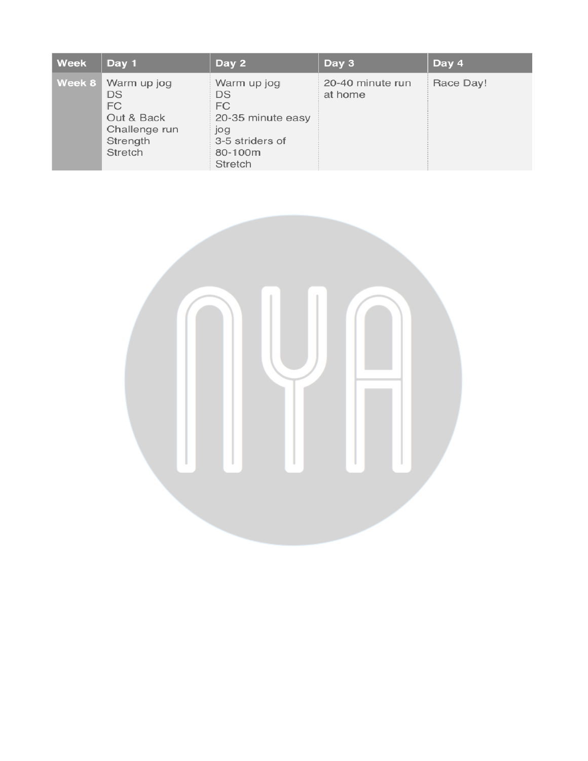| Week | Day 1 | Day 2 | Day 3 | Day 4 |
| --- | --- | --- | --- | --- |
| Week 8 | Warm up jog<br>DS<br>FC<br>Out & Back<br>Challenge run<br>Strength<br>Stretch | Warm up jog<br>DS<br>FC<br>20-35 minute easy jog<br>3-5 striders of 80-100m<br>Stretch | 20-40 minute run at home | Race Day! |